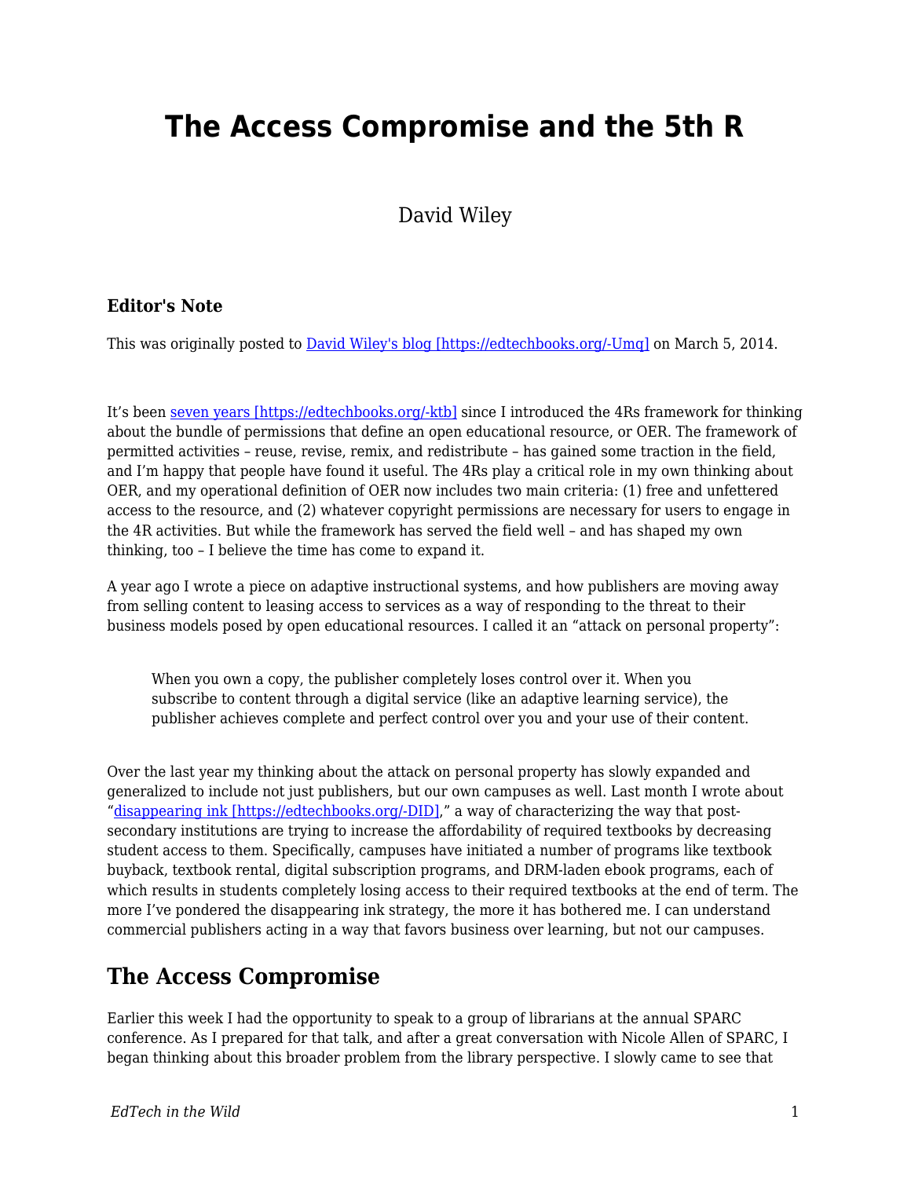# The Access Compromise and the 5th R

David Wiley

### Editor's Note

This was originally posted to [David Wiley's blog [https://edtechbooks.org/-Umq]](https://edtechbooks.org/-Umq) on March 5, 2014.

It's been [seven years [https://edtechbooks.org/-ktb]](https://edtechbooks.org/-ktb) since I introduced the 4Rs framework for thinking about the bundle of permissions that define an open educational resource, or OER. The framework of permitted activities – reuse, revise, remix, and redistribute – has gained some traction in the field, and I'm happy that people have found it useful. The 4Rs play a critical role in my own thinking about OER, and my operational definition of OER now includes two main criteria: (1) free and unfettered access to the resource, and (2) whatever copyright permissions are necessary for users to engage in the 4R activities. But while the framework has served the field well – and has shaped my own thinking, too – I believe the time has come to expand it.

A year ago I wrote a piece on adaptive instructional systems, and how publishers are moving away from selling content to leasing access to services as a way of responding to the threat to their business models posed by open educational resources. I called it an "attack on personal property":

> When you own a copy, the publisher completely loses control over it. When you subscribe to content through a digital service (like an adaptive learning service), the publisher achieves complete and perfect control over you and your use of their content.

Over the last year my thinking about the attack on personal property has slowly expanded and generalized to include not just publishers, but our own campuses as well. Last month I wrote about "[disappearing ink [https://edtechbooks.org/-DID]](https://edtechbooks.org/-DID)," a way of characterizing the way that post-secondary institutions are trying to increase the affordability of required textbooks by decreasing student access to them. Specifically, campuses have initiated a number of programs like textbook buyback, textbook rental, digital subscription programs, and DRM-laden ebook programs, each of which results in students completely losing access to their required textbooks at the end of term. The more I've pondered the disappearing ink strategy, the more it has bothered me. I can understand commercial publishers acting in a way that favors business over learning, but not our campuses.

## The Access Compromise

Earlier this week I had the opportunity to speak to a group of librarians at the annual SPARC conference. As I prepared for that talk, and after a great conversation with Nicole Allen of SPARC, I began thinking about this broader problem from the library perspective. I slowly came to see that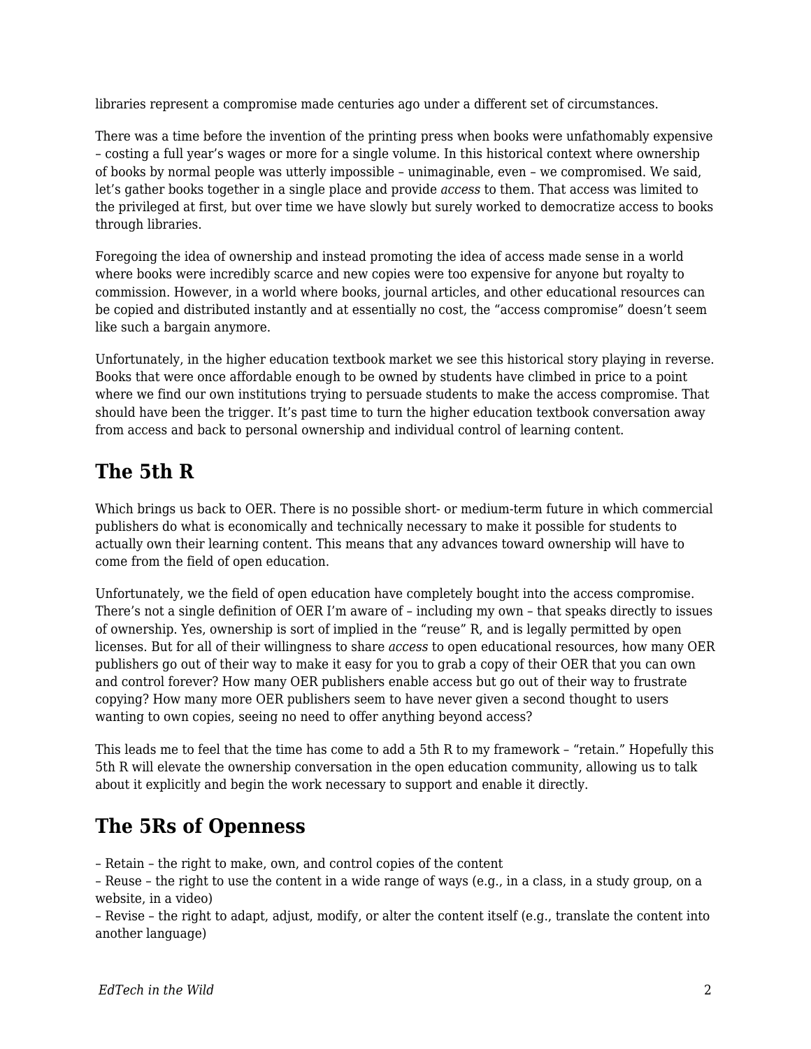libraries represent a compromise made centuries ago under a different set of circumstances.

There was a time before the invention of the printing press when books were unfathomably expensive – costing a full year's wages or more for a single volume. In this historical context where ownership of books by normal people was utterly impossible – unimaginable, even – we compromised. We said, let's gather books together in a single place and provide *access* to them. That access was limited to the privileged at first, but over time we have slowly but surely worked to democratize access to books through libraries.

Foregoing the idea of ownership and instead promoting the idea of access made sense in a world where books were incredibly scarce and new copies were too expensive for anyone but royalty to commission. However, in a world where books, journal articles, and other educational resources can be copied and distributed instantly and at essentially no cost, the "access compromise" doesn't seem like such a bargain anymore.

Unfortunately, in the higher education textbook market we see this historical story playing in reverse. Books that were once affordable enough to be owned by students have climbed in price to a point where we find our own institutions trying to persuade students to make the access compromise. That should have been the trigger. It's past time to turn the higher education textbook conversation away from access and back to personal ownership and individual control of learning content.

## The 5th R

Which brings us back to OER. There is no possible short- or medium-term future in which commercial publishers do what is economically and technically necessary to make it possible for students to actually own their learning content. This means that any advances toward ownership will have to come from the field of open education.

Unfortunately, we the field of open education have completely bought into the access compromise. There's not a single definition of OER I'm aware of – including my own – that speaks directly to issues of ownership. Yes, ownership is sort of implied in the "reuse" R, and is legally permitted by open licenses. But for all of their willingness to share *access* to open educational resources, how many OER publishers go out of their way to make it easy for you to grab a copy of their OER that you can own and control forever? How many OER publishers enable access but go out of their way to frustrate copying? How many more OER publishers seem to have never given a second thought to users wanting to own copies, seeing no need to offer anything beyond access?

This leads me to feel that the time has come to add a 5th R to my framework – "retain." Hopefully this 5th R will elevate the ownership conversation in the open education community, allowing us to talk about it explicitly and begin the work necessary to support and enable it directly.

## The 5Rs of Openness

– Retain – the right to make, own, and control copies of the content
– Reuse – the right to use the content in a wide range of ways (e.g., in a class, in a study group, on a website, in a video)
– Revise – the right to adapt, adjust, modify, or alter the content itself (e.g., translate the content into another language)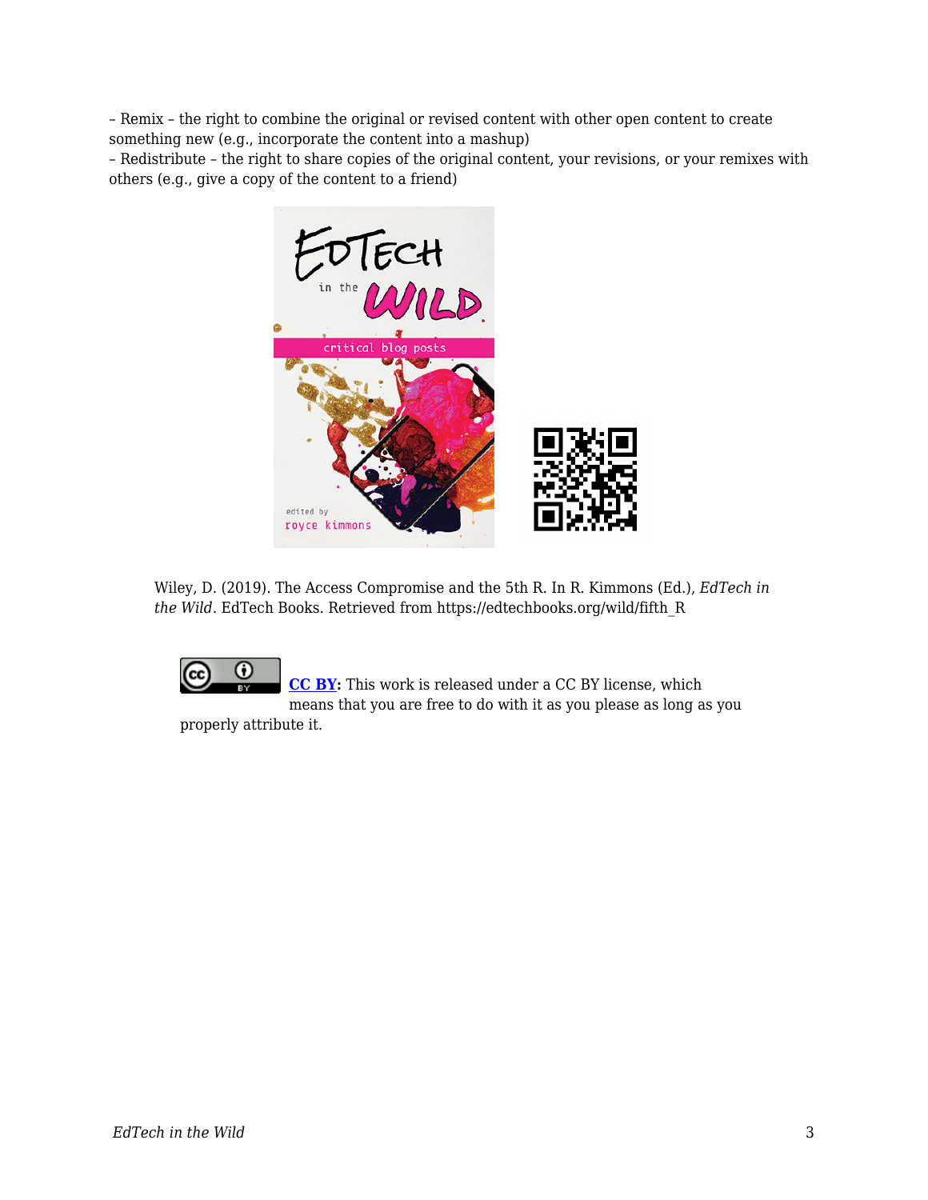– Remix – the right to combine the original or revised content with other open content to create something new (e.g., incorporate the content into a mashup)
– Redistribute – the right to share copies of the original content, your revisions, or your remixes with others (e.g., give a copy of the content to a friend)

Wiley, D. (2019). The Access Compromise and the 5th R. In R. Kimmons (Ed.), *EdTech in the Wild*. EdTech Books. Retrieved from https://edtechbooks.org/wild/fifth_R

**CC BY:** This work is released under a CC BY license, which means that you are free to do with it as you please as long as you properly attribute it.